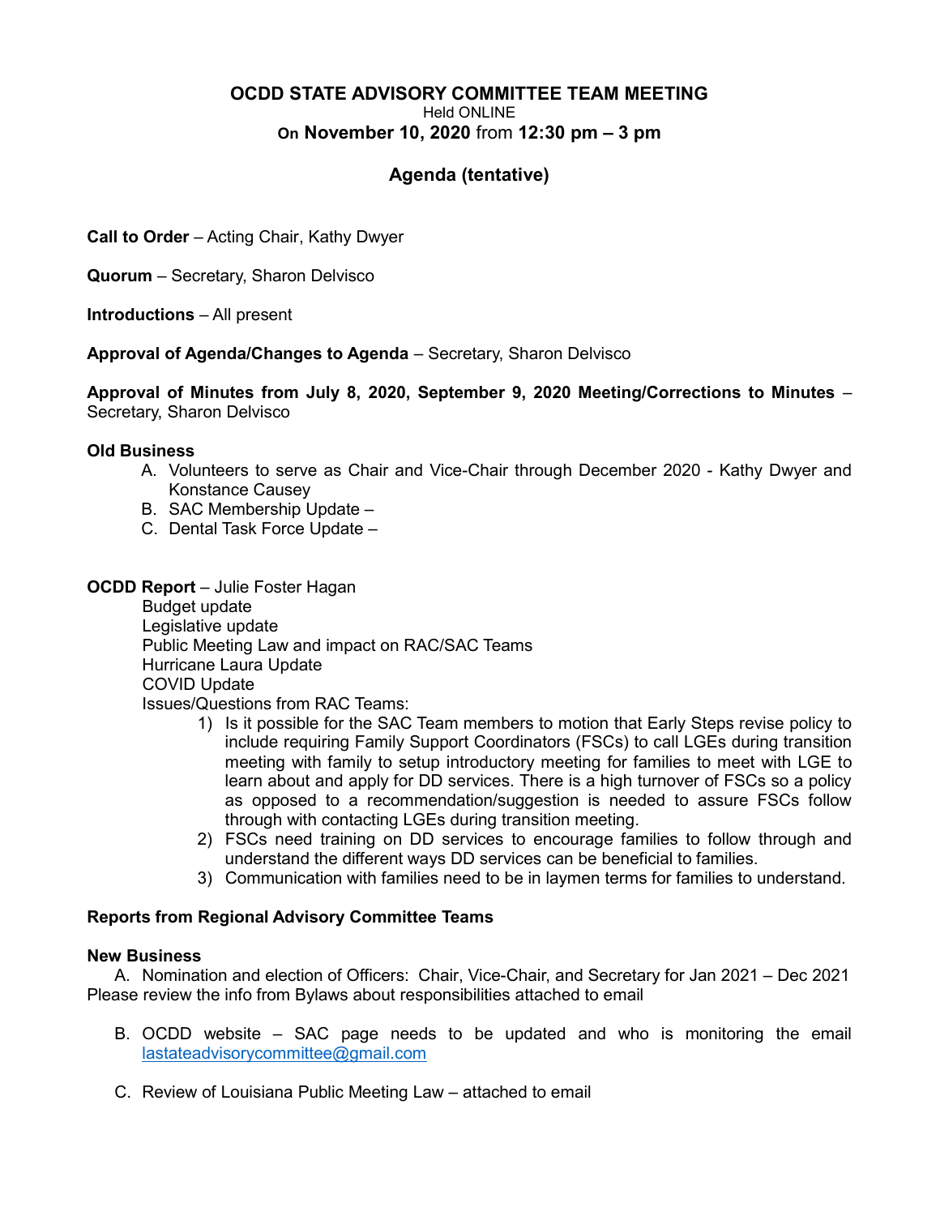# OCDD STATE ADVISORY COMMITTEE TEAM MEETING

Held ONLINE

On **November 10, 2020** from **12:30 pm – 3 pm**

## Agenda (tentative)

**Call to Order** – Acting Chair, Kathy Dwyer

**Quorum** – Secretary, Sharon Delvisco

**Introductions** – All present

**Approval of Agenda/Changes to Agenda** – Secretary, Sharon Delvisco

**Approval of Minutes from July 8, 2020, September 9, 2020 Meeting/Corrections to Minutes** – Secretary, Sharon Delvisco

**Old Business**

A. Volunteers to serve as Chair and Vice-Chair through December 2020 - Kathy Dwyer and Konstance Causey
B. SAC Membership Update –
C. Dental Task Force Update –

**OCDD Report** – Julie Foster Hagan

Budget update
Legislative update
Public Meeting Law and impact on RAC/SAC Teams
Hurricane Laura Update
COVID Update
Issues/Questions from RAC Teams:

1) Is it possible for the SAC Team members to motion that Early Steps revise policy to include requiring Family Support Coordinators (FSCs) to call LGEs during transition meeting with family to setup introductory meeting for families to meet with LGE to learn about and apply for DD services. There is a high turnover of FSCs so a policy as opposed to a recommendation/suggestion is needed to assure FSCs follow through with contacting LGEs during transition meeting.
2) FSCs need training on DD services to encourage families to follow through and understand the different ways DD services can be beneficial to families.
3) Communication with families need to be in laymen terms for families to understand.

**Reports from Regional Advisory Committee Teams**

**New Business**

A. Nomination and election of Officers: Chair, Vice-Chair, and Secretary for Jan 2021 – Dec 2021 Please review the info from Bylaws about responsibilities attached to email

B. OCDD website – SAC page needs to be updated and who is monitoring the email lastateadvisorycommittee@gmail.com

C. Review of Louisiana Public Meeting Law – attached to email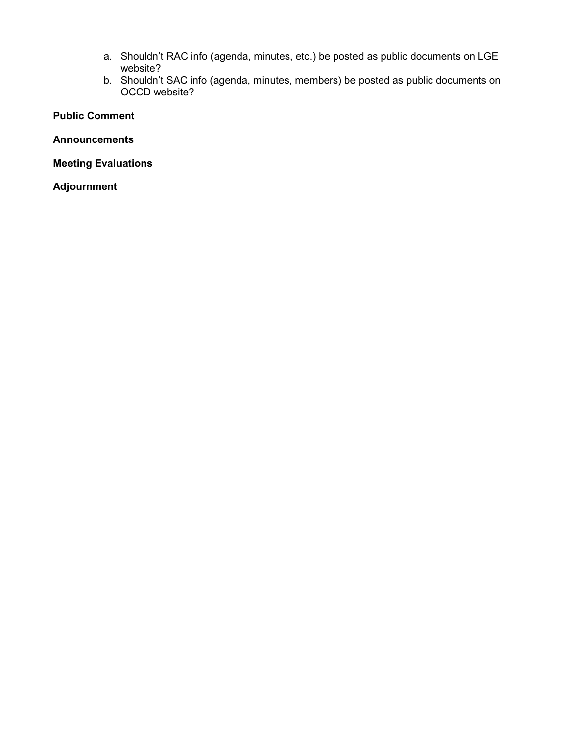a. Shouldn't RAC info (agenda, minutes, etc.) be posted as public documents on LGE website?
b. Shouldn't SAC info (agenda, minutes, members) be posted as public documents on OCCD website?

**Public Comment**

**Announcements**

**Meeting Evaluations**

**Adjournment**